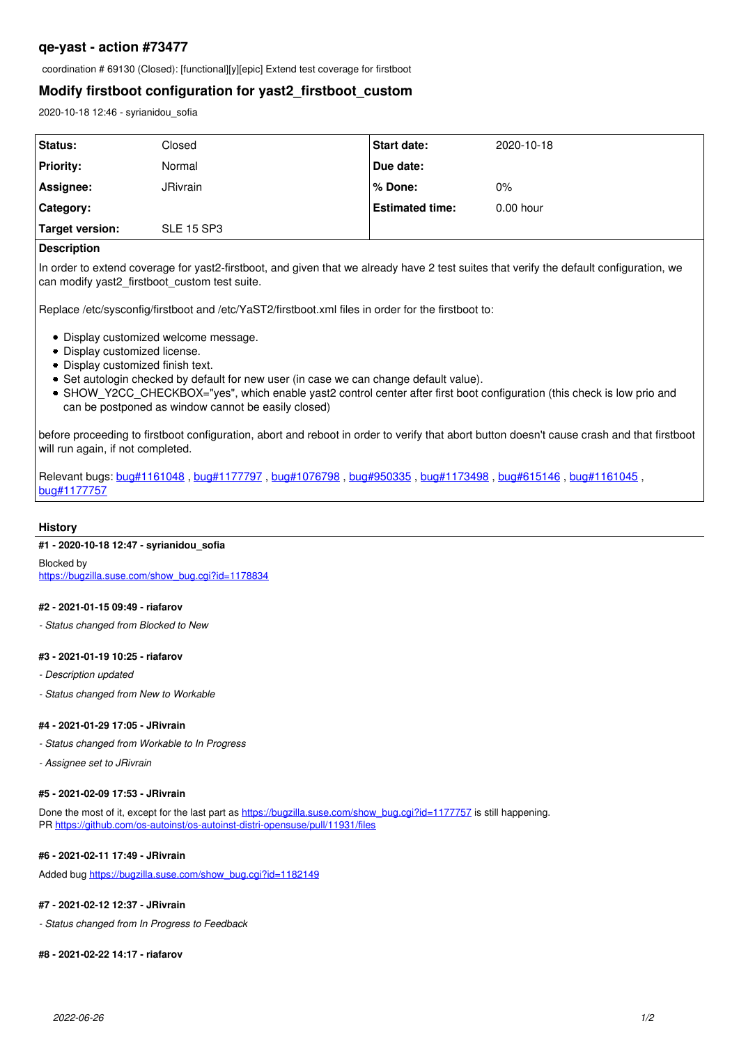## qe-yast - action #73477

coordination # 69130 (Closed): [functional][y][epic] Extend test coverage for firstboot

## Modify firstboot configuration for yast2_firstboot_custom

2020-10-18 12:46 - syrianidou_sofia

| Status: | Closed | Start date: | 2020-10-18 |
| --- | --- | --- | --- |
| Priority: | Normal | Due date: | |
| Assignee: | JRivrain | % Done: | 0% |
| Category: | | Estimated time: | 0.00 hour |
| Target version: | SLE 15 SP3 | | |

**Description**

In order to extend coverage for yast2-firstboot, and given that we already have 2 test suites that verify the default configuration, we can modify yast2_firstboot_custom test suite.

Replace /etc/sysconfig/firstboot and /etc/YaST2/firstboot.xml files in order for the firstboot to:

- Display customized welcome message.
- Display customized license.
- Display customized finish text.
- Set autologin checked by default for new user (in case we can change default value).
- SHOW_Y2CC_CHECKBOX="yes", which enable yast2 control center after first boot configuration (this check is low prio and can be postponed as window cannot be easily closed)

before proceeding to firstboot configuration, abort and reboot in order to verify that abort button doesn't cause crash and that firstboot will run again, if not completed.

Relevant bugs: bug#1161048 , bug#1177797 , bug#1076798 , bug#950335 , bug#1173498 , bug#615146 , bug#1161045 , bug#1177757

### History

#### #1 - 2020-10-18 12:47 - syrianidou_sofia

Blocked by
https://bugzilla.suse.com/show_bug.cgi?id=1178834

#### #2 - 2021-01-15 09:49 - riafarov

*- Status changed from Blocked to New*

#### #3 - 2021-01-19 10:25 - riafarov

*- Description updated*

*- Status changed from New to Workable*

#### #4 - 2021-01-29 17:05 - JRivrain

*- Status changed from Workable to In Progress*

*- Assignee set to JRivrain*

#### #5 - 2021-02-09 17:53 - JRivrain

Done the most of it, except for the last part as https://bugzilla.suse.com/show_bug.cgi?id=1177757 is still happening.
PR https://github.com/os-autoinst/os-autoinst-distri-opensuse/pull/11931/files

#### #6 - 2021-02-11 17:49 - JRivrain

Added bug https://bugzilla.suse.com/show_bug.cgi?id=1182149

#### #7 - 2021-02-12 12:37 - JRivrain

*- Status changed from In Progress to Feedback*

#### #8 - 2021-02-22 14:17 - riafarov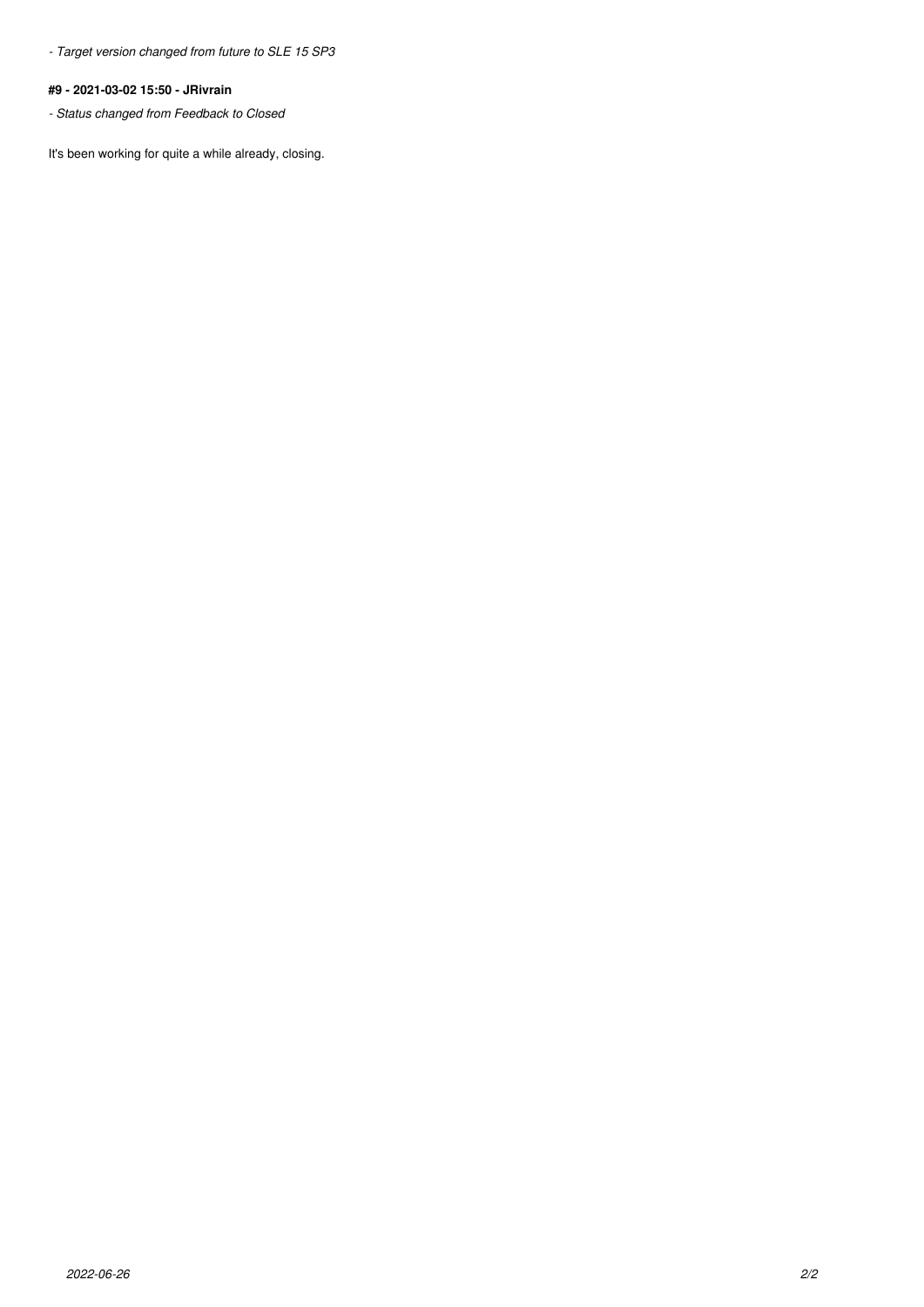- *Target version changed from future to SLE 15 SP3*

**#9 - 2021-03-02 15:50 - JRivrain**

- *Status changed from Feedback to Closed*

It's been working for quite a while already, closing.